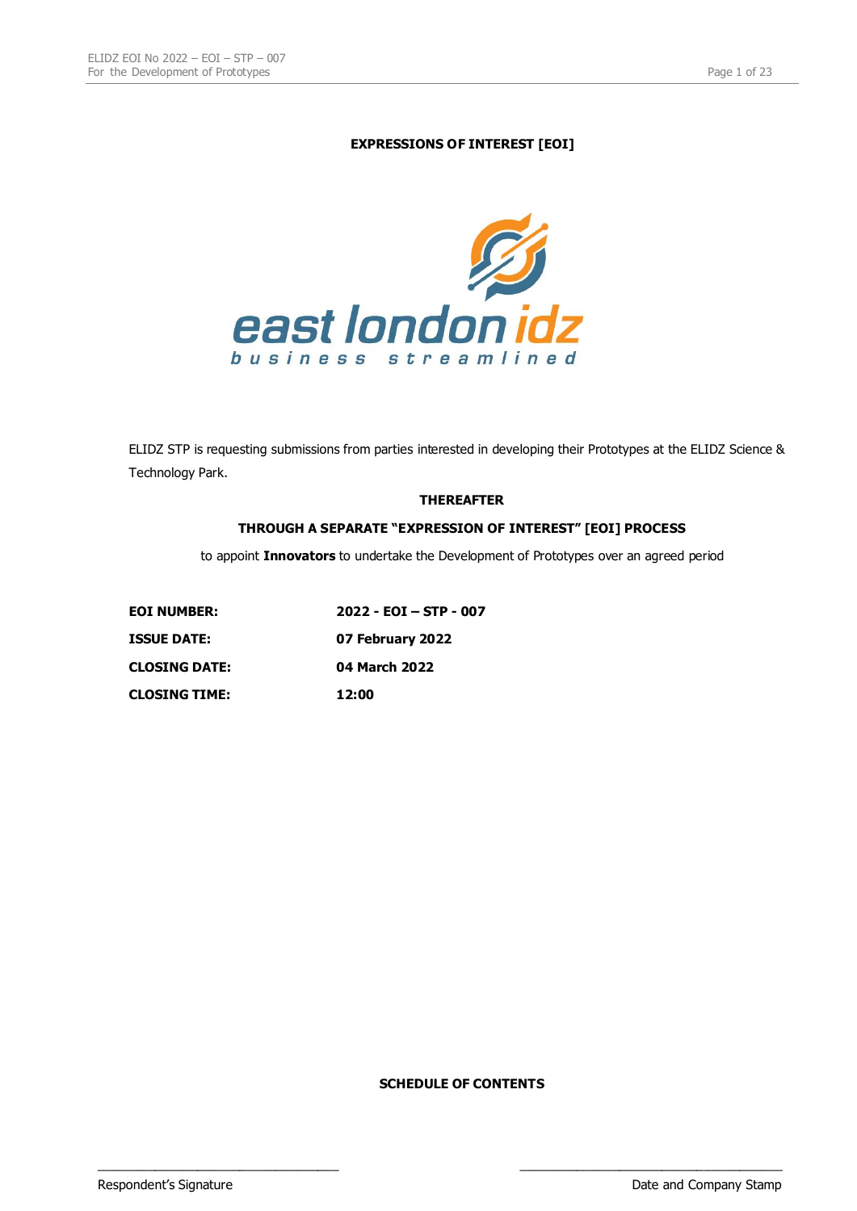**EXPRESSIONS OF INTEREST [EOI]**

east london idz
business streamlined

ELIDZ STP is requesting submissions from parties interested in developing their Prototypes at the ELIDZ Science & Technology Park.

**THEREAFTER**

**THROUGH A SEPARATE "EXPRESSION OF INTEREST" [EOI] PROCESS**

to appoint **Innovators** to undertake the Development of Prototypes over an agreed period

| | |
|---|---|
| **EOI NUMBER:** | **2022 - EOI – STP - 007** |
| **ISSUE DATE:** | **07 February 2022** |
| **CLOSING DATE:** | **04 March 2022** |
| **CLOSING TIME:** | **12:00** |

**SCHEDULE OF CONTENTS**

_______________________________ Respondent's Signature

_______________________________ Date and Company Stamp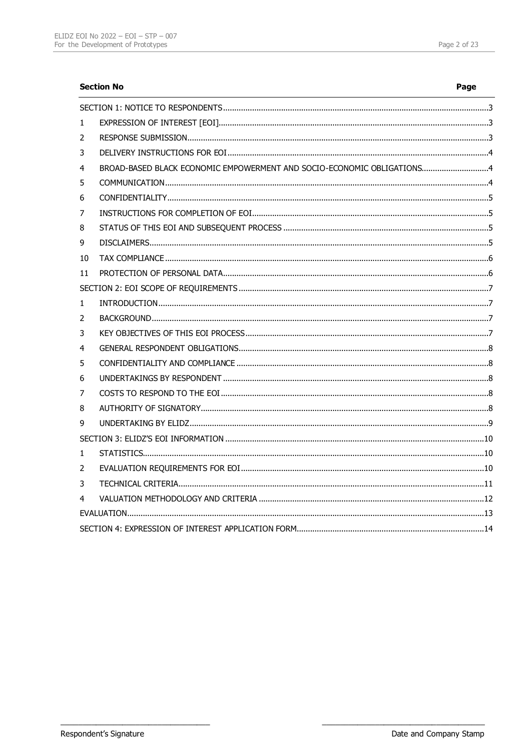| Section No | | Page |
|---|---|---|
| SECTION 1: NOTICE TO RESPONDENTS | | 3 |
| 1 | EXPRESSION OF INTEREST [EOI] | 3 |
| 2 | RESPONSE SUBMISSION | 3 |
| 3 | DELIVERY INSTRUCTIONS FOR EOI | 4 |
| 4 | BROAD-BASED BLACK ECONOMIC EMPOWERMENT AND SOCIO-ECONOMIC OBLIGATIONS | 4 |
| 5 | COMMUNICATION | 4 |
| 6 | CONFIDENTIALITY | 5 |
| 7 | INSTRUCTIONS FOR COMPLETION OF EOI | 5 |
| 8 | STATUS OF THIS EOI AND SUBSEQUENT PROCESS | 5 |
| 9 | DISCLAIMERS | 5 |
| 10 | TAX COMPLIANCE | 6 |
| 11 | PROTECTION OF PERSONAL DATA | 6 |
| SECTION 2: EOI SCOPE OF REQUIREMENTS | | 7 |
| 1 | INTRODUCTION | 7 |
| 2 | BACKGROUND | 7 |
| 3 | KEY OBJECTIVES OF THIS EOI PROCESS | 7 |
| 4 | GENERAL RESPONDENT OBLIGATIONS | 8 |
| 5 | CONFIDENTIALITY AND COMPLIANCE | 8 |
| 6 | UNDERTAKINGS BY RESPONDENT | 8 |
| 7 | COSTS TO RESPOND TO THE EOI | 8 |
| 8 | AUTHORITY OF SIGNATORY | 8 |
| 9 | UNDERTAKING BY ELIDZ | 9 |
| SECTION 3: ELIDZ'S EOI INFORMATION | | 10 |
| 1 | STATISTICS | 10 |
| 2 | EVALUATION REQUIREMENTS FOR EOI | 10 |
| 3 | TECHNICAL CRITERIA | 11 |
| 4 | VALUATION METHODOLOGY AND CRITERIA | 12 |
| EVALUATION | | 13 |
| SECTION 4: EXPRESSION OF INTEREST APPLICATION FORM | | 14 |

Respondent's Signature

Date and Company Stamp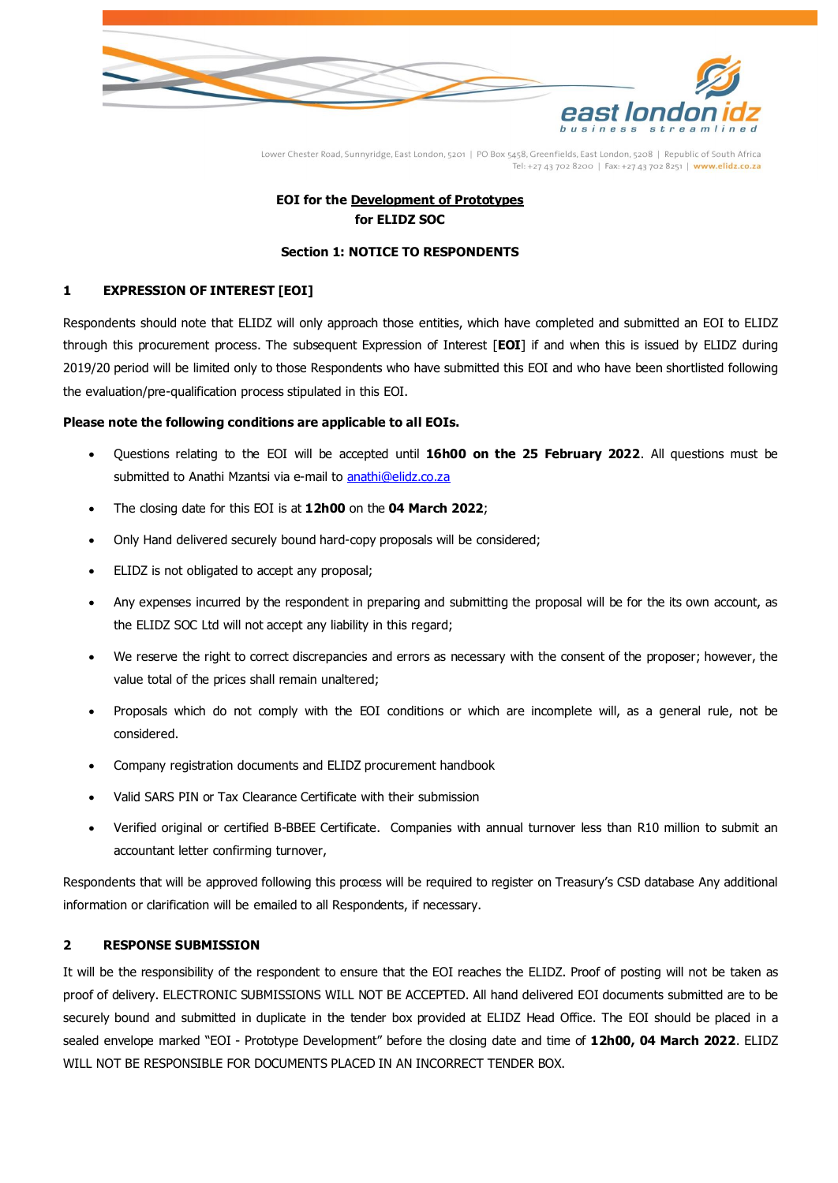**EOI for the Development of Prototypes**
**for ELIDZ SOC**

**Section 1: NOTICE TO RESPONDENTS**

## 1 EXPRESSION OF INTEREST [EOI]

Respondents should note that ELIDZ will only approach those entities, which have completed and submitted an EOI to ELIDZ through this procurement process. The subsequent Expression of Interest [**EOI**] if and when this is issued by ELIDZ during 2019/20 period will be limited only to those Respondents who have submitted this EOI and who have been shortlisted following the evaluation/pre-qualification process stipulated in this EOI.

**Please note the following conditions are applicable to all EOIs.**

- Questions relating to the EOI will be accepted until **16h00 on the 25 February 2022**. All questions must be submitted to Anathi Mzantsi via e-mail to anathi@elidz.co.za
- The closing date for this EOI is at **12h00** on the **04 March 2022**;
- Only Hand delivered securely bound hard-copy proposals will be considered;
- ELIDZ is not obligated to accept any proposal;
- Any expenses incurred by the respondent in preparing and submitting the proposal will be for the its own account, as the ELIDZ SOC Ltd will not accept any liability in this regard;
- We reserve the right to correct discrepancies and errors as necessary with the consent of the proposer; however, the value total of the prices shall remain unaltered;
- Proposals which do not comply with the EOI conditions or which are incomplete will, as a general rule, not be considered.
- Company registration documents and ELIDZ procurement handbook
- Valid SARS PIN or Tax Clearance Certificate with their submission
- Verified original or certified B-BBEE Certificate. Companies with annual turnover less than R10 million to submit an accountant letter confirming turnover,

Respondents that will be approved following this process will be required to register on Treasury's CSD database Any additional information or clarification will be emailed to all Respondents, if necessary.

## 2 RESPONSE SUBMISSION

It will be the responsibility of the respondent to ensure that the EOI reaches the ELIDZ. Proof of posting will not be taken as proof of delivery. ELECTRONIC SUBMISSIONS WILL NOT BE ACCEPTED. All hand delivered EOI documents submitted are to be securely bound and submitted in duplicate in the tender box provided at ELIDZ Head Office. The EOI should be placed in a sealed envelope marked "EOI - Prototype Development" before the closing date and time of **12h00, 04 March 2022**. ELIDZ WILL NOT BE RESPONSIBLE FOR DOCUMENTS PLACED IN AN INCORRECT TENDER BOX.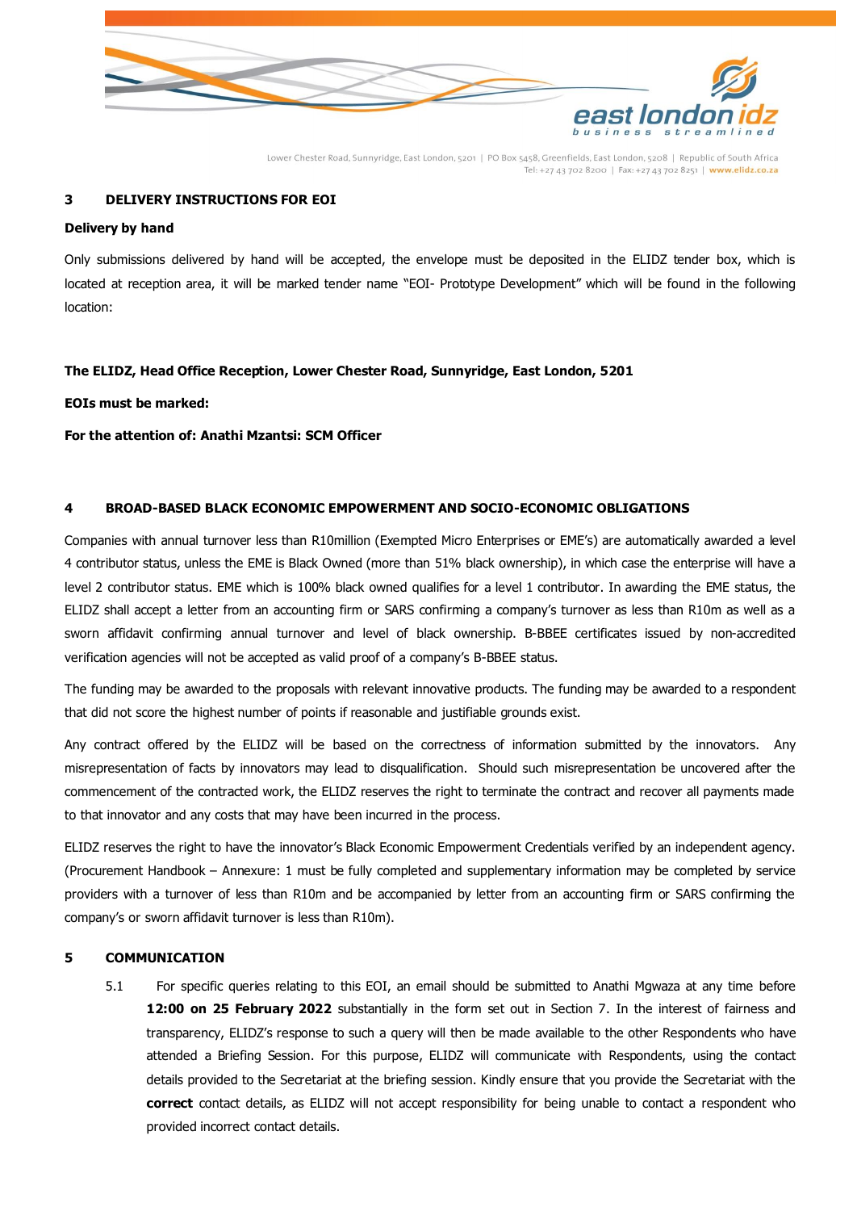## 3 DELIVERY INSTRUCTIONS FOR EOI

**Delivery by hand**

Only submissions delivered by hand will be accepted, the envelope must be deposited in the ELIDZ tender box, which is located at reception area, it will be marked tender name "EOI- Prototype Development" which will be found in the following location:

**The ELIDZ, Head Office Reception, Lower Chester Road, Sunnyridge, East London, 5201**

**EOIs must be marked:**

**For the attention of: Anathi Mzantsi: SCM Officer**

## 4 BROAD-BASED BLACK ECONOMIC EMPOWERMENT AND SOCIO-ECONOMIC OBLIGATIONS

Companies with annual turnover less than R10million (Exempted Micro Enterprises or EME's) are automatically awarded a level 4 contributor status, unless the EME is Black Owned (more than 51% black ownership), in which case the enterprise will have a level 2 contributor status. EME which is 100% black owned qualifies for a level 1 contributor. In awarding the EME status, the ELIDZ shall accept a letter from an accounting firm or SARS confirming a company's turnover as less than R10m as well as a sworn affidavit confirming annual turnover and level of black ownership. B-BBEE certificates issued by non-accredited verification agencies will not be accepted as valid proof of a company's B-BBEE status.

The funding may be awarded to the proposals with relevant innovative products. The funding may be awarded to a respondent that did not score the highest number of points if reasonable and justifiable grounds exist.

Any contract offered by the ELIDZ will be based on the correctness of information submitted by the innovators. Any misrepresentation of facts by innovators may lead to disqualification. Should such misrepresentation be uncovered after the commencement of the contracted work, the ELIDZ reserves the right to terminate the contract and recover all payments made to that innovator and any costs that may have been incurred in the process.

ELIDZ reserves the right to have the innovator's Black Economic Empowerment Credentials verified by an independent agency. (Procurement Handbook – Annexure: 1 must be fully completed and supplementary information may be completed by service providers with a turnover of less than R10m and be accompanied by letter from an accounting firm or SARS confirming the company's or sworn affidavit turnover is less than R10m).

## 5 COMMUNICATION

5.1 For specific queries relating to this EOI, an email should be submitted to Anathi Mgwaza at any time before **12:00 on 25 February 2022** substantially in the form set out in Section 7. In the interest of fairness and transparency, ELIDZ's response to such a query will then be made available to the other Respondents who have attended a Briefing Session. For this purpose, ELIDZ will communicate with Respondents, using the contact details provided to the Secretariat at the briefing session. Kindly ensure that you provide the Secretariat with the **correct** contact details, as ELIDZ will not accept responsibility for being unable to contact a respondent who provided incorrect contact details.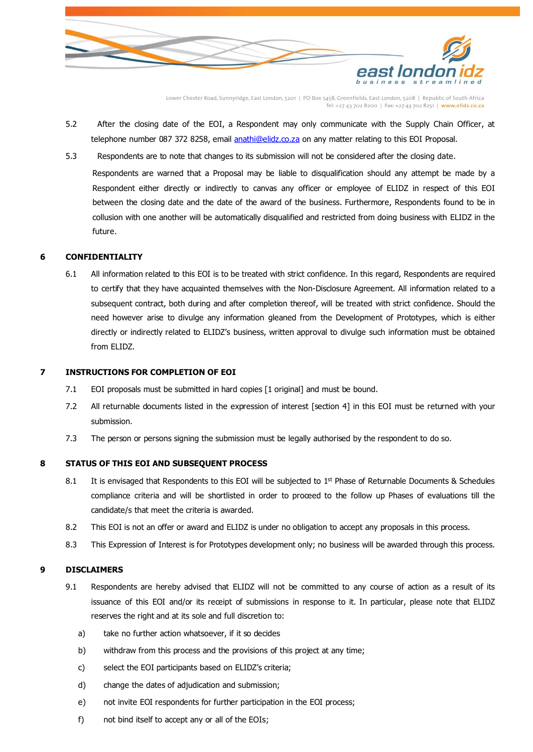5.2 After the closing date of the EOI, a Respondent may only communicate with the Supply Chain Officer, at telephone number 087 372 8258, email anathi@elidz.co.za on any matter relating to this EOI Proposal.

5.3 Respondents are to note that changes to its submission will not be considered after the closing date.

Respondents are warned that a Proposal may be liable to disqualification should any attempt be made by a Respondent either directly or indirectly to canvas any officer or employee of ELIDZ in respect of this EOI between the closing date and the date of the award of the business. Furthermore, Respondents found to be in collusion with one another will be automatically disqualified and restricted from doing business with ELIDZ in the future.

## 6 CONFIDENTIALITY

6.1 All information related to this EOI is to be treated with strict confidence. In this regard, Respondents are required to certify that they have acquainted themselves with the Non-Disclosure Agreement. All information related to a subsequent contract, both during and after completion thereof, will be treated with strict confidence. Should the need however arise to divulge any information gleaned from the Development of Prototypes, which is either directly or indirectly related to ELIDZ's business, written approval to divulge such information must be obtained from ELIDZ.

## 7 INSTRUCTIONS FOR COMPLETION OF EOI

7.1 EOI proposals must be submitted in hard copies [1 original] and must be bound.

7.2 All returnable documents listed in the expression of interest [section 4] in this EOI must be returned with your submission.

7.3 The person or persons signing the submission must be legally authorised by the respondent to do so.

## 8 STATUS OF THIS EOI AND SUBSEQUENT PROCESS

8.1 It is envisaged that Respondents to this EOI will be subjected to 1st Phase of Returnable Documents & Schedules compliance criteria and will be shortlisted in order to proceed to the follow up Phases of evaluations till the candidate/s that meet the criteria is awarded.

8.2 This EOI is not an offer or award and ELIDZ is under no obligation to accept any proposals in this process.

8.3 This Expression of Interest is for Prototypes development only; no business will be awarded through this process.

## 9 DISCLAIMERS

9.1 Respondents are hereby advised that ELIDZ will not be committed to any course of action as a result of its issuance of this EOI and/or its receipt of submissions in response to it. In particular, please note that ELIDZ reserves the right and at its sole and full discretion to:

a) take no further action whatsoever, if it so decides

b) withdraw from this process and the provisions of this project at any time;

c) select the EOI participants based on ELIDZ's criteria;

d) change the dates of adjudication and submission;

e) not invite EOI respondents for further participation in the EOI process;

f) not bind itself to accept any or all of the EOIs;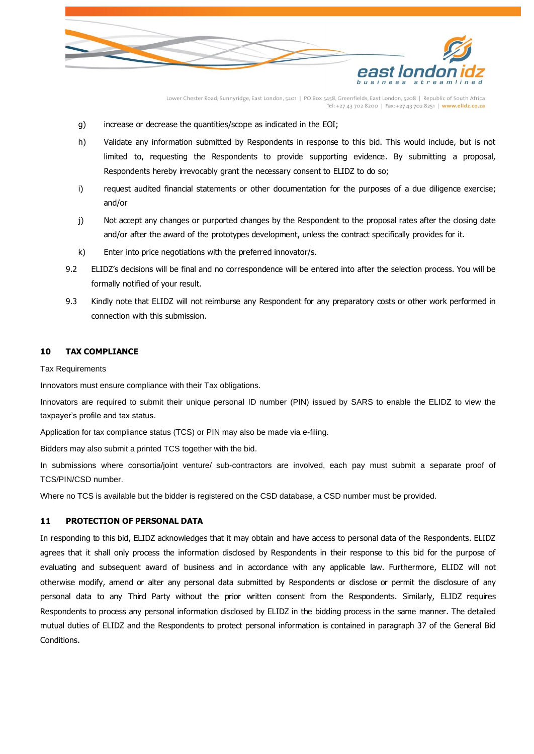g) increase or decrease the quantities/scope as indicated in the EOI;

h) Validate any information submitted by Respondents in response to this bid. This would include, but is not limited to, requesting the Respondents to provide supporting evidence. By submitting a proposal, Respondents hereby irrevocably grant the necessary consent to ELIDZ to do so;

i) request audited financial statements or other documentation for the purposes of a due diligence exercise; and/or

j) Not accept any changes or purported changes by the Respondent to the proposal rates after the closing date and/or after the award of the prototypes development, unless the contract specifically provides for it.

k) Enter into price negotiations with the preferred innovator/s.

9.2 ELIDZ's decisions will be final and no correspondence will be entered into after the selection process. You will be formally notified of your result.

9.3 Kindly note that ELIDZ will not reimburse any Respondent for any preparatory costs or other work performed in connection with this submission.

## 10 TAX COMPLIANCE

Tax Requirements

Innovators must ensure compliance with their Tax obligations.

Innovators are required to submit their unique personal ID number (PIN) issued by SARS to enable the ELIDZ to view the taxpayer's profile and tax status.

Application for tax compliance status (TCS) or PIN may also be made via e-filing.

Bidders may also submit a printed TCS together with the bid.

In submissions where consortia/joint venture/ sub-contractors are involved, each pay must submit a separate proof of TCS/PIN/CSD number.

Where no TCS is available but the bidder is registered on the CSD database, a CSD number must be provided.

## 11 PROTECTION OF PERSONAL DATA

In responding to this bid, ELIDZ acknowledges that it may obtain and have access to personal data of the Respondents. ELIDZ agrees that it shall only process the information disclosed by Respondents in their response to this bid for the purpose of evaluating and subsequent award of business and in accordance with any applicable law. Furthermore, ELIDZ will not otherwise modify, amend or alter any personal data submitted by Respondents or disclose or permit the disclosure of any personal data to any Third Party without the prior written consent from the Respondents. Similarly, ELIDZ requires Respondents to process any personal information disclosed by ELIDZ in the bidding process in the same manner. The detailed mutual duties of ELIDZ and the Respondents to protect personal information is contained in paragraph 37 of the General Bid Conditions.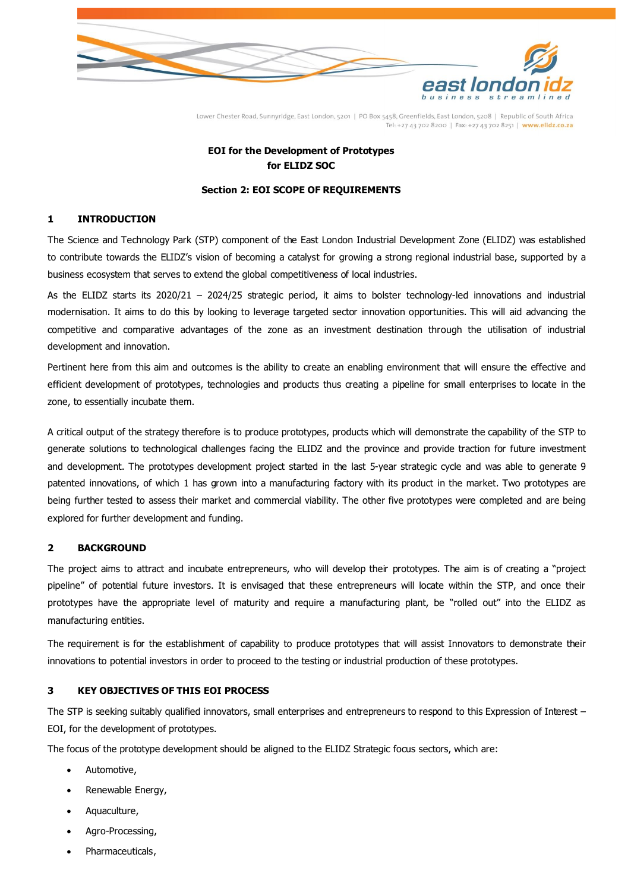**EOI for the Development of Prototypes for ELIDZ SOC**

**Section 2: EOI SCOPE OF REQUIREMENTS**

## 1 INTRODUCTION

The Science and Technology Park (STP) component of the East London Industrial Development Zone (ELIDZ) was established to contribute towards the ELIDZ's vision of becoming a catalyst for growing a strong regional industrial base, supported by a business ecosystem that serves to extend the global competitiveness of local industries.

As the ELIDZ starts its 2020/21 – 2024/25 strategic period, it aims to bolster technology-led innovations and industrial modernisation. It aims to do this by looking to leverage targeted sector innovation opportunities. This will aid advancing the competitive and comparative advantages of the zone as an investment destination through the utilisation of industrial development and innovation.

Pertinent here from this aim and outcomes is the ability to create an enabling environment that will ensure the effective and efficient development of prototypes, technologies and products thus creating a pipeline for small enterprises to locate in the zone, to essentially incubate them.

A critical output of the strategy therefore is to produce prototypes, products which will demonstrate the capability of the STP to generate solutions to technological challenges facing the ELIDZ and the province and provide traction for future investment and development. The prototypes development project started in the last 5-year strategic cycle and was able to generate 9 patented innovations, of which 1 has grown into a manufacturing factory with its product in the market. Two prototypes are being further tested to assess their market and commercial viability. The other five prototypes were completed and are being explored for further development and funding.

## 2 BACKGROUND

The project aims to attract and incubate entrepreneurs, who will develop their prototypes. The aim is of creating a "project pipeline" of potential future investors. It is envisaged that these entrepreneurs will locate within the STP, and once their prototypes have the appropriate level of maturity and require a manufacturing plant, be "rolled out" into the ELIDZ as manufacturing entities.

The requirement is for the establishment of capability to produce prototypes that will assist Innovators to demonstrate their innovations to potential investors in order to proceed to the testing or industrial production of these prototypes.

## 3 KEY OBJECTIVES OF THIS EOI PROCESS

The STP is seeking suitably qualified innovators, small enterprises and entrepreneurs to respond to this Expression of Interest – EOI, for the development of prototypes.

The focus of the prototype development should be aligned to the ELIDZ Strategic focus sectors, which are:

- Automotive,
- Renewable Energy,
- Aquaculture,
- Agro-Processing,
- Pharmaceuticals,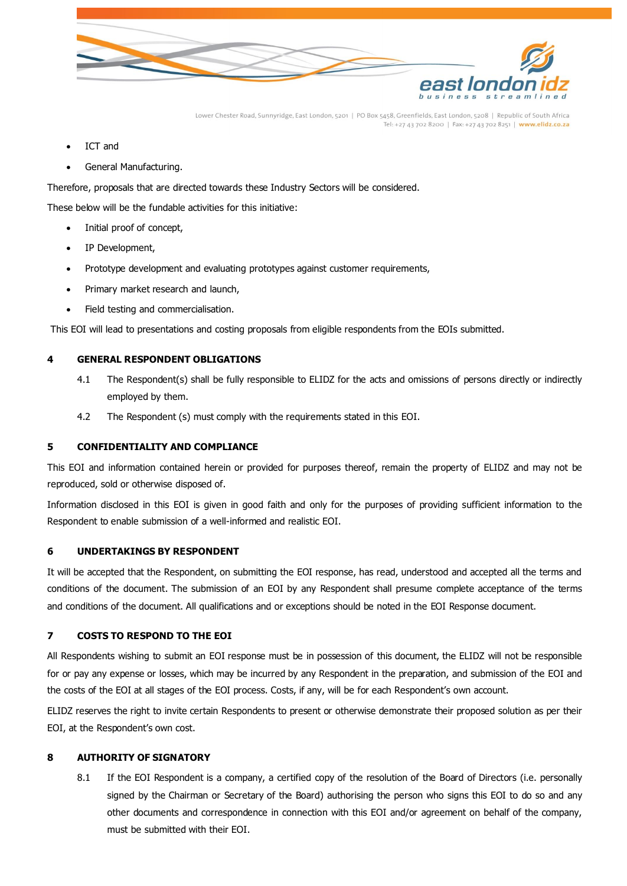- ICT and
- General Manufacturing.

Therefore, proposals that are directed towards these Industry Sectors will be considered.

These below will be the fundable activities for this initiative:

- Initial proof of concept,
- IP Development,
- Prototype development and evaluating prototypes against customer requirements,
- Primary market research and launch,
- Field testing and commercialisation.

This EOI will lead to presentations and costing proposals from eligible respondents from the EOIs submitted.

## 4 GENERAL RESPONDENT OBLIGATIONS

4.1 The Respondent(s) shall be fully responsible to ELIDZ for the acts and omissions of persons directly or indirectly employed by them.

4.2 The Respondent (s) must comply with the requirements stated in this EOI.

## 5 CONFIDENTIALITY AND COMPLIANCE

This EOI and information contained herein or provided for purposes thereof, remain the property of ELIDZ and may not be reproduced, sold or otherwise disposed of.

Information disclosed in this EOI is given in good faith and only for the purposes of providing sufficient information to the Respondent to enable submission of a well-informed and realistic EOI.

## 6 UNDERTAKINGS BY RESPONDENT

It will be accepted that the Respondent, on submitting the EOI response, has read, understood and accepted all the terms and conditions of the document. The submission of an EOI by any Respondent shall presume complete acceptance of the terms and conditions of the document. All qualifications and or exceptions should be noted in the EOI Response document.

## 7 COSTS TO RESPOND TO THE EOI

All Respondents wishing to submit an EOI response must be in possession of this document, the ELIDZ will not be responsible for or pay any expense or losses, which may be incurred by any Respondent in the preparation, and submission of the EOI and the costs of the EOI at all stages of the EOI process. Costs, if any, will be for each Respondent's own account.

ELIDZ reserves the right to invite certain Respondents to present or otherwise demonstrate their proposed solution as per their EOI, at the Respondent's own cost.

## 8 AUTHORITY OF SIGNATORY

8.1 If the EOI Respondent is a company, a certified copy of the resolution of the Board of Directors (i.e. personally signed by the Chairman or Secretary of the Board) authorising the person who signs this EOI to do so and any other documents and correspondence in connection with this EOI and/or agreement on behalf of the company, must be submitted with their EOI.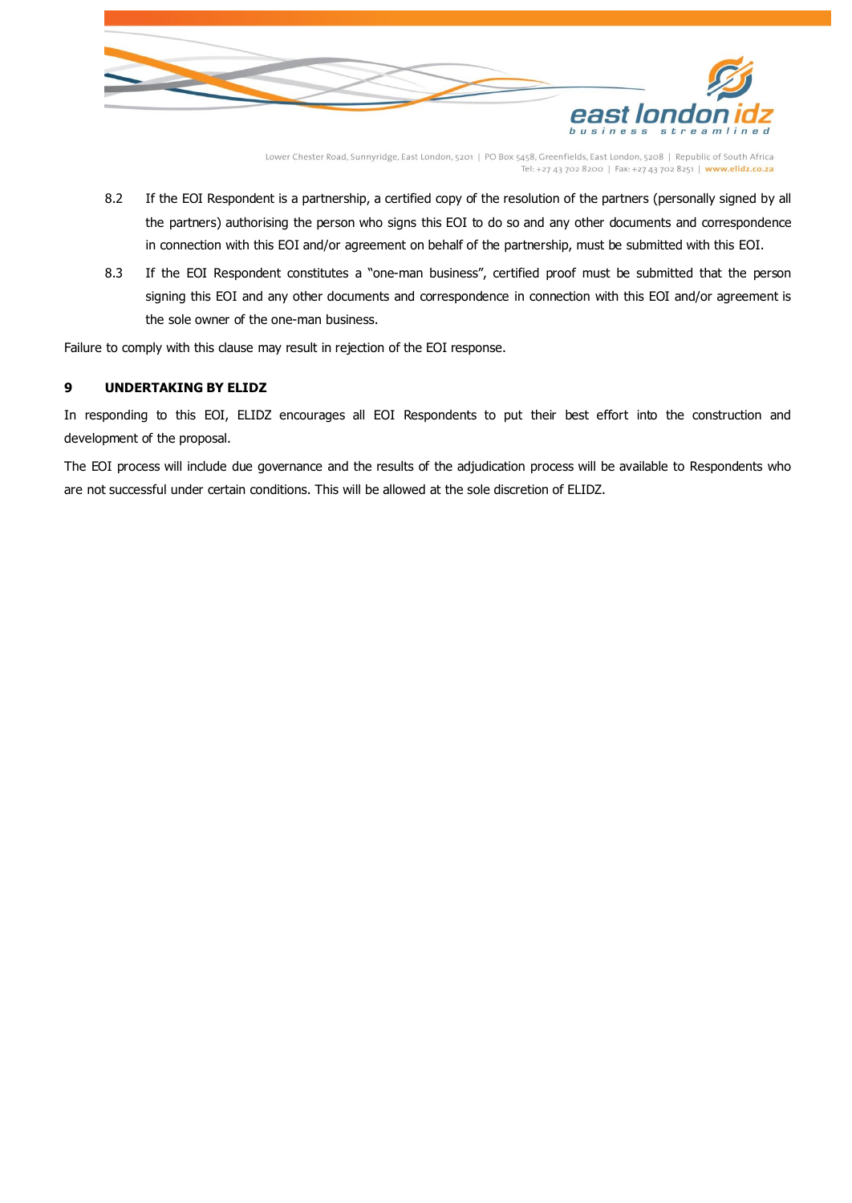8.2 If the EOI Respondent is a partnership, a certified copy of the resolution of the partners (personally signed by all the partners) authorising the person who signs this EOI to do so and any other documents and correspondence in connection with this EOI and/or agreement on behalf of the partnership, must be submitted with this EOI.

8.3 If the EOI Respondent constitutes a "one-man business", certified proof must be submitted that the person signing this EOI and any other documents and correspondence in connection with this EOI and/or agreement is the sole owner of the one-man business.

Failure to comply with this clause may result in rejection of the EOI response.

## 9 UNDERTAKING BY ELIDZ

In responding to this EOI, ELIDZ encourages all EOI Respondents to put their best effort into the construction and development of the proposal.

The EOI process will include due governance and the results of the adjudication process will be available to Respondents who are not successful under certain conditions. This will be allowed at the sole discretion of ELIDZ.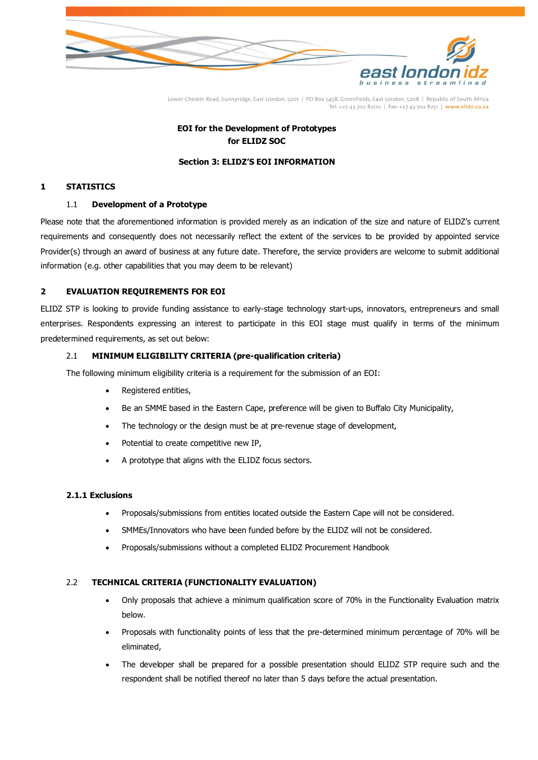**EOI for the Development of Prototypes for ELIDZ SOC**

**Section 3: ELIDZ'S EOI INFORMATION**

## 1 STATISTICS

### 1.1 Development of a Prototype

Please note that the aforementioned information is provided merely as an indication of the size and nature of ELIDZ's current requirements and consequently does not necessarily reflect the extent of the services to be provided by appointed service Provider(s) through an award of business at any future date. Therefore, the service providers are welcome to submit additional information (e.g. other capabilities that you may deem to be relevant)

## 2 EVALUATION REQUIREMENTS FOR EOI

ELIDZ STP is looking to provide funding assistance to early-stage technology start-ups, innovators, entrepreneurs and small enterprises. Respondents expressing an interest to participate in this EOI stage must qualify in terms of the minimum predetermined requirements, as set out below:

### 2.1 MINIMUM ELIGIBILITY CRITERIA (pre-qualification criteria)

The following minimum eligibility criteria is a requirement for the submission of an EOI:

- Registered entities,
- Be an SMME based in the Eastern Cape, preference will be given to Buffalo City Municipality,
- The technology or the design must be at pre-revenue stage of development,
- Potential to create competitive new IP,
- A prototype that aligns with the ELIDZ focus sectors.

#### 2.1.1 Exclusions

- Proposals/submissions from entities located outside the Eastern Cape will not be considered.
- SMMEs/Innovators who have been funded before by the ELIDZ will not be considered.
- Proposals/submissions without a completed ELIDZ Procurement Handbook

### 2.2 TECHNICAL CRITERIA (FUNCTIONALITY EVALUATION)

- Only proposals that achieve a minimum qualification score of 70% in the Functionality Evaluation matrix below.
- Proposals with functionality points of less that the pre-determined minimum percentage of 70% will be eliminated,
- The developer shall be prepared for a possible presentation should ELIDZ STP require such and the respondent shall be notified thereof no later than 5 days before the actual presentation.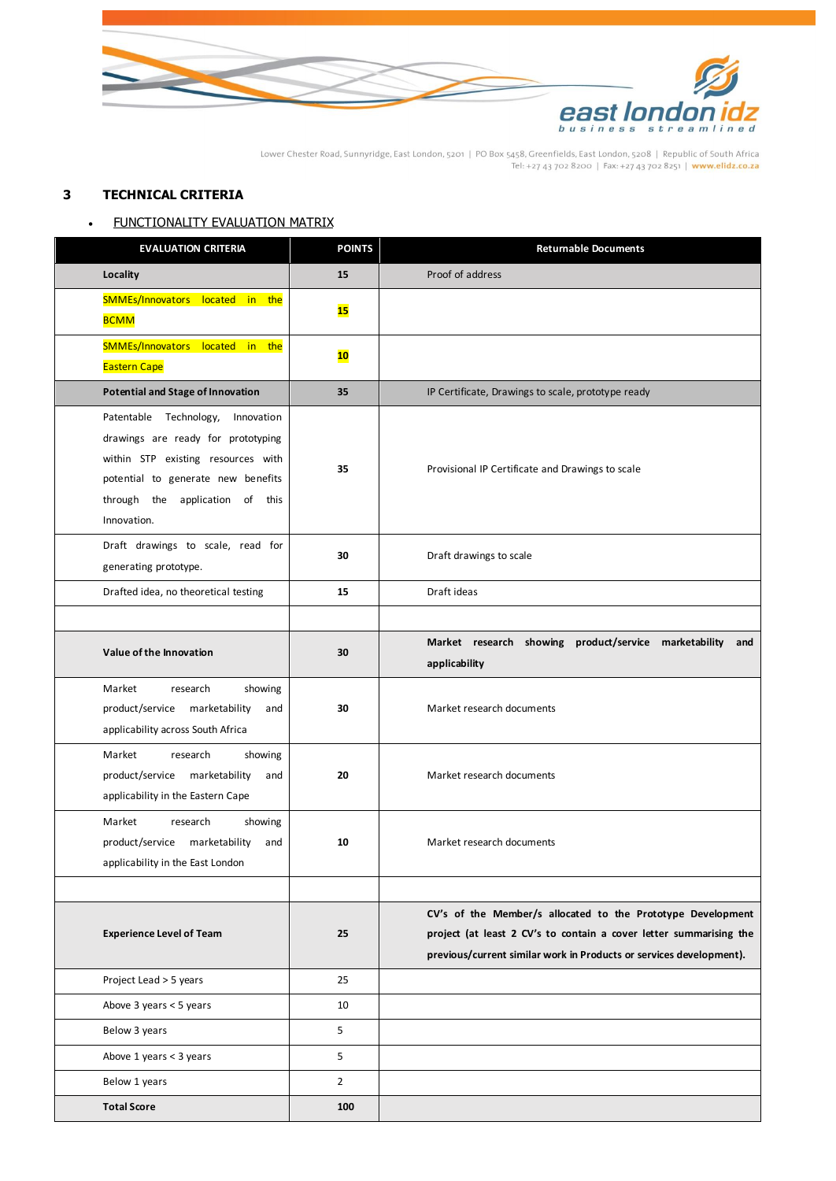## 3 TECHNICAL CRITERIA

- FUNCTIONALITY EVALUATION MATRIX

| EVALUATION CRITERIA | POINTS | Returnable Documents |
|---|---|---|
| **Locality** | **15** | Proof of address |
| SMMEs/Innovators located in the BCMM | **15** | |
| SMMEs/Innovators located in the Eastern Cape | **10** | |
| **Potential and Stage of Innovation** | **35** | IP Certificate, Drawings to scale, prototype ready |
| Patentable Technology, Innovation drawings are ready for prototyping within STP existing resources with potential to generate new benefits through the application of this Innovation. | **35** | Provisional IP Certificate and Drawings to scale |
| Draft drawings to scale, read for generating prototype. | **30** | Draft drawings to scale |
| Drafted idea, no theoretical testing | **15** | Draft ideas |
| | | |
| **Value of the Innovation** | **30** | **Market research showing product/service marketability and applicability** |
| Market research showing product/service marketability and applicability across South Africa | **30** | Market research documents |
| Market research showing product/service marketability and applicability in the Eastern Cape | **20** | Market research documents |
| Market research showing product/service marketability and applicability in the East London | **10** | Market research documents |
| | | |
| **Experience Level of Team** | **25** | **CV's of the Member/s allocated to the Prototype Development project (at least 2 CV's to contain a cover letter summarising the previous/current similar work in Products or services development).** |
| Project Lead > 5 years | 25 | |
| Above 3 years < 5 years | 10 | |
| Below 3 years | 5 | |
| Above 1 years < 3 years | 5 | |
| Below 1 years | 2 | |
| **Total Score** | **100** | |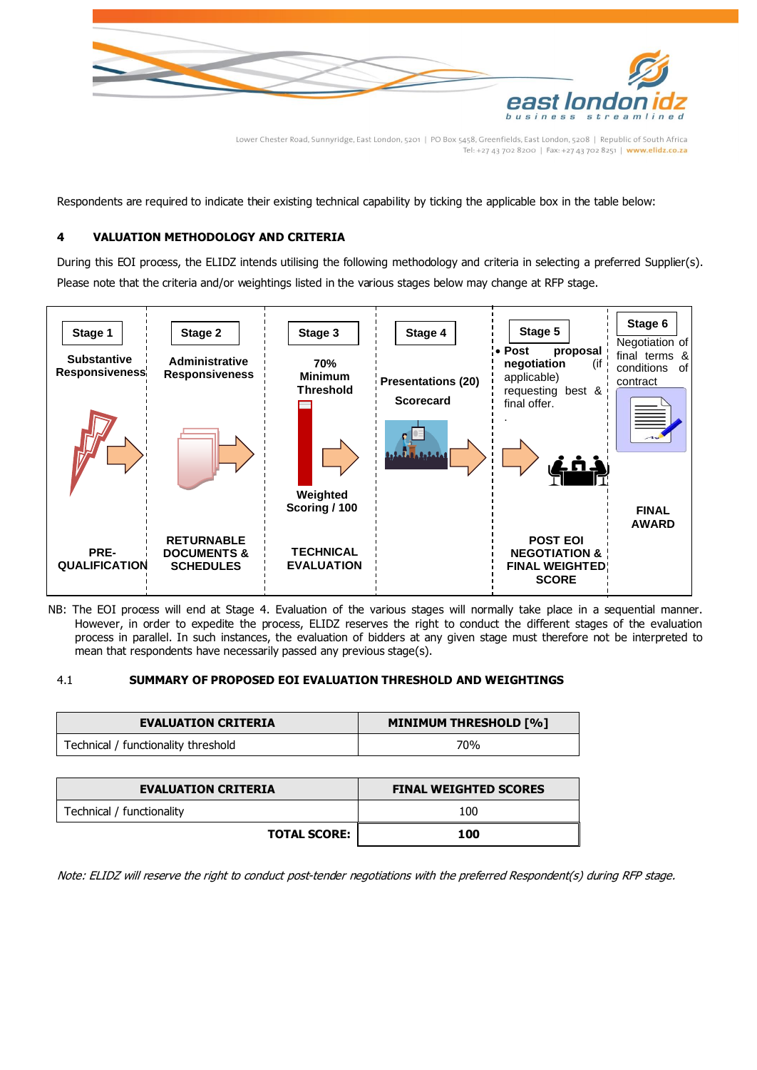Respondents are required to indicate their existing technical capability by ticking the applicable box in the table below:

## 4 VALUATION METHODOLOGY AND CRITERIA

During this EOI process, the ELIDZ intends utilising the following methodology and criteria in selecting a preferred Supplier(s). Please note that the criteria and/or weightings listed in the various stages below may change at RFP stage.

| Stage 1 | Stage 2 | Stage 3 | Stage 4 | Stage 5 | Stage 6 |
|---|---|---|---|---|---|
| **Substantive Responsiveness** | **Administrative Responsiveness** | **70% Minimum Threshold** | **Presentations (20)** **Scorecard** | • **Post proposal negotiation** (if applicable) requesting best & final offer. | Negotiation of final terms & conditions of contract |
| | | **Weighted Scoring / 100** | | | |
| **PRE-QUALIFICATION** | **RETURNABLE DOCUMENTS & SCHEDULES** | **TECHNICAL EVALUATION** | | **POST EOI NEGOTIATION & FINAL WEIGHTED SCORE** | **FINAL AWARD** |

NB: The EOI process will end at Stage 4. Evaluation of the various stages will normally take place in a sequential manner. However, in order to expedite the process, ELIDZ reserves the right to conduct the different stages of the evaluation process in parallel. In such instances, the evaluation of bidders at any given stage must therefore not be interpreted to mean that respondents have necessarily passed any previous stage(s).

### 4.1 SUMMARY OF PROPOSED EOI EVALUATION THRESHOLD AND WEIGHTINGS

| EVALUATION CRITERIA | MINIMUM THRESHOLD [%] |
|---|---|
| Technical / functionality threshold | 70% |

| EVALUATION CRITERIA | FINAL WEIGHTED SCORES |
|---|---|
| Technical / functionality | 100 |
| **TOTAL SCORE:** | **100** |

*Note: ELIDZ will reserve the right to conduct post-tender negotiations with the preferred Respondent(s) during RFP stage.*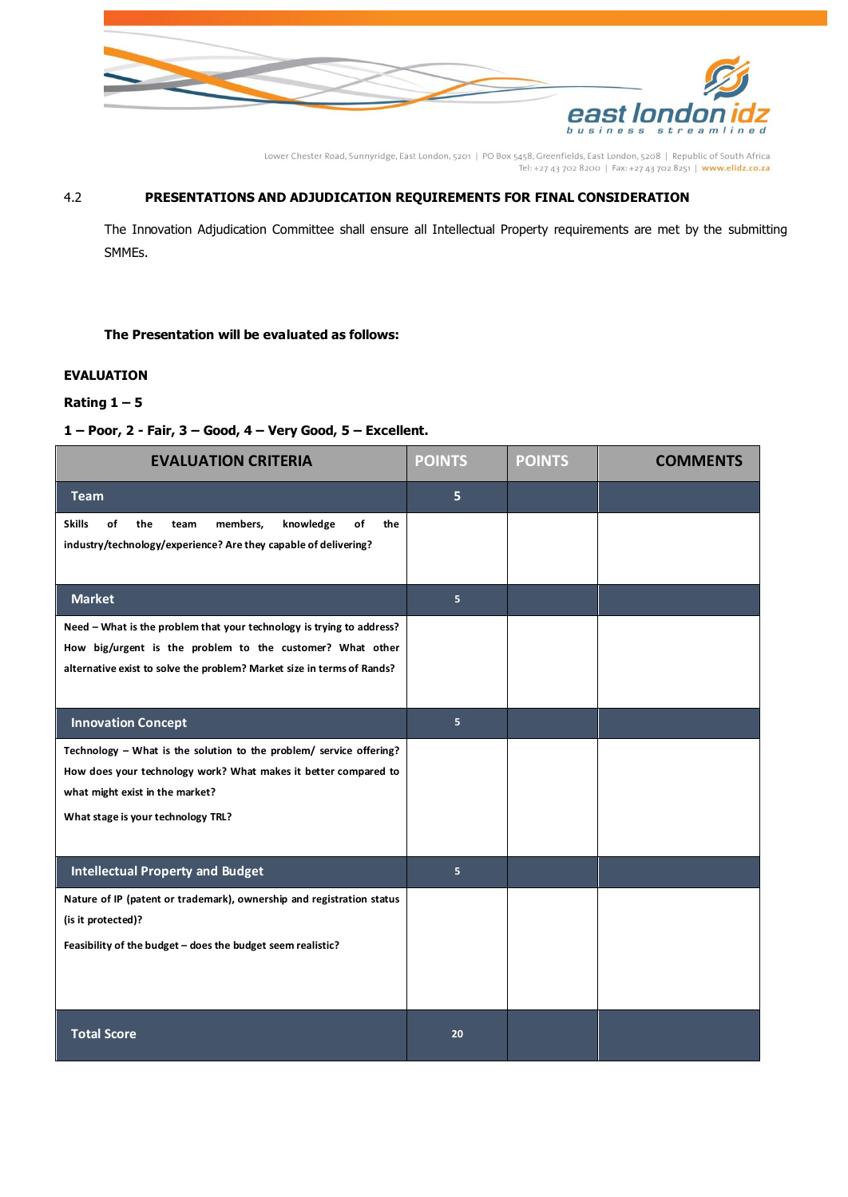4.2 **PRESENTATIONS AND ADJUDICATION REQUIREMENTS FOR FINAL CONSIDERATION**

The Innovation Adjudication Committee shall ensure all Intellectual Property requirements are met by the submitting SMMEs.

**The Presentation will be evaluated as follows:**

**EVALUATION**

**Rating 1 – 5**

**1 – Poor, 2 - Fair, 3 – Good, 4 – Very Good, 5 – Excellent.**

| EVALUATION CRITERIA | POINTS | POINTS | COMMENTS |
|---|---|---|---|
| **Team** | 5 | | |
| Skills of the team members, knowledge of the industry/technology/experience? Are they capable of delivering? | | | |
| **Market** | 5 | | |
| Need – What is the problem that your technology is trying to address? How big/urgent is the problem to the customer? What other alternative exist to solve the problem? Market size in terms of Rands? | | | |
| **Innovation Concept** | 5 | | |
| Technology – What is the solution to the problem/ service offering? How does your technology work? What makes it better compared to what might exist in the market?<br><br>What stage is your technology TRL? | | | |
| **Intellectual Property and Budget** | 5 | | |
| Nature of IP (patent or trademark), ownership and registration status (is it protected)?<br><br>Feasibility of the budget – does the budget seem realistic? | | | |
| **Total Score** | 20 | | |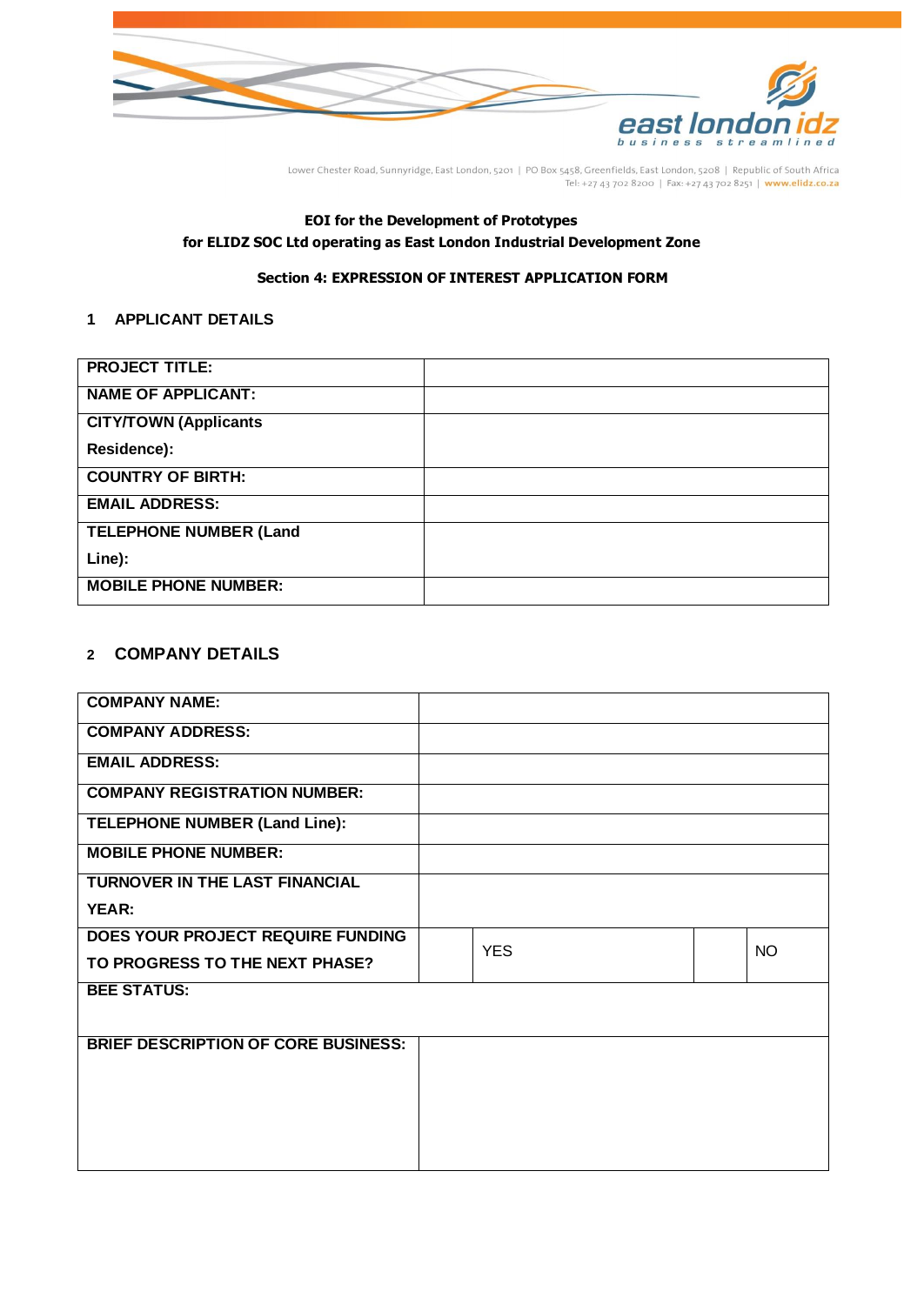Lower Chester Road, Sunnyridge, East London, 5201 | PO Box 5458, Greenfields, East London, 5208 | Republic of South Africa
Tel: +27 43 702 8200 | Fax: +27 43 702 8251 | www.elidz.co.za

**EOI for the Development of Prototypes**
**for ELIDZ SOC Ltd operating as East London Industrial Development Zone**

**Section 4: EXPRESSION OF INTEREST APPLICATION FORM**

## 1 APPLICANT DETAILS

| | |
|---|---|
| **PROJECT TITLE:** | |
| **NAME OF APPLICANT:** | |
| **CITY/TOWN (Applicants Residence):** | |
| **COUNTRY OF BIRTH:** | |
| **EMAIL ADDRESS:** | |
| **TELEPHONE NUMBER (Land Line):** | |
| **MOBILE PHONE NUMBER:** | |

## 2 COMPANY DETAILS

| | | | | |
|---|---|---|---|---|
| **COMPANY NAME:** | | | | |
| **COMPANY ADDRESS:** | | | | |
| **EMAIL ADDRESS:** | | | | |
| **COMPANY REGISTRATION NUMBER:** | | | | |
| **TELEPHONE NUMBER (Land Line):** | | | | |
| **MOBILE PHONE NUMBER:** | | | | |
| **TURNOVER IN THE LAST FINANCIAL YEAR:** | | | | |
| **DOES YOUR PROJECT REQUIRE FUNDING TO PROGRESS TO THE NEXT PHASE?** | | YES | | NO |
| **BEE STATUS:** | | | | |
| **BRIEF DESCRIPTION OF CORE BUSINESS:** | | | | |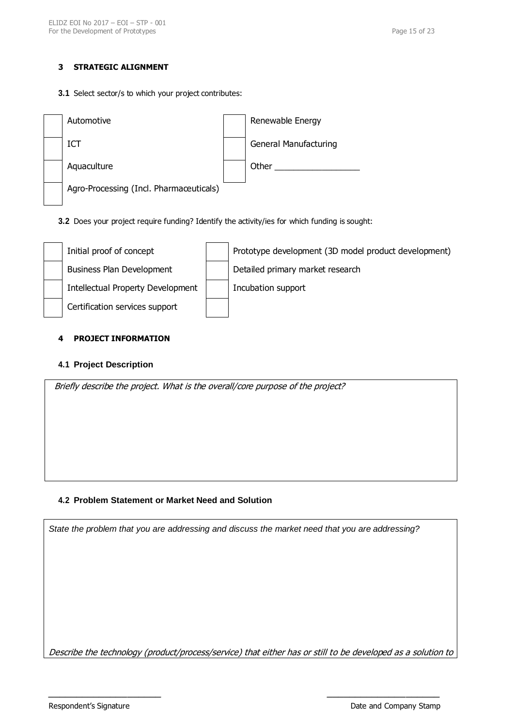## 3 STRATEGIC ALIGNMENT

**3.1** Select sector/s to which your project contributes:

| | | | |
|---|---|---|---|
| | Automotive | | Renewable Energy |
| | ICT | | General Manufacturing |
| | Aquaculture | | Other ___________________ |
| | Agro-Processing (Incl. Pharmaceuticals) | | |

**3.2** Does your project require funding? Identify the activity/ies for which funding is sought:

| | | | |
|---|---|---|---|
| | Initial proof of concept | | Prototype development (3D model product development) |
| | Business Plan Development | | Detailed primary market research |
| | Intellectual Property Development | | Incubation support |
| | Certification services support | | |

## 4 PROJECT INFORMATION

### 4.1 Project Description

| *Briefly describe the project. What is the overall/core purpose of the project?* |
|---|
| |

### 4.2 Problem Statement or Market Need and Solution

| *State the problem that you are addressing and discuss the market need that you are addressing?* |
|---|
| *Describe the technology (product/process/service) that either has or still to be developed as a solution to* |

_________________________ Respondent's Signature

_________________________ Date and Company Stamp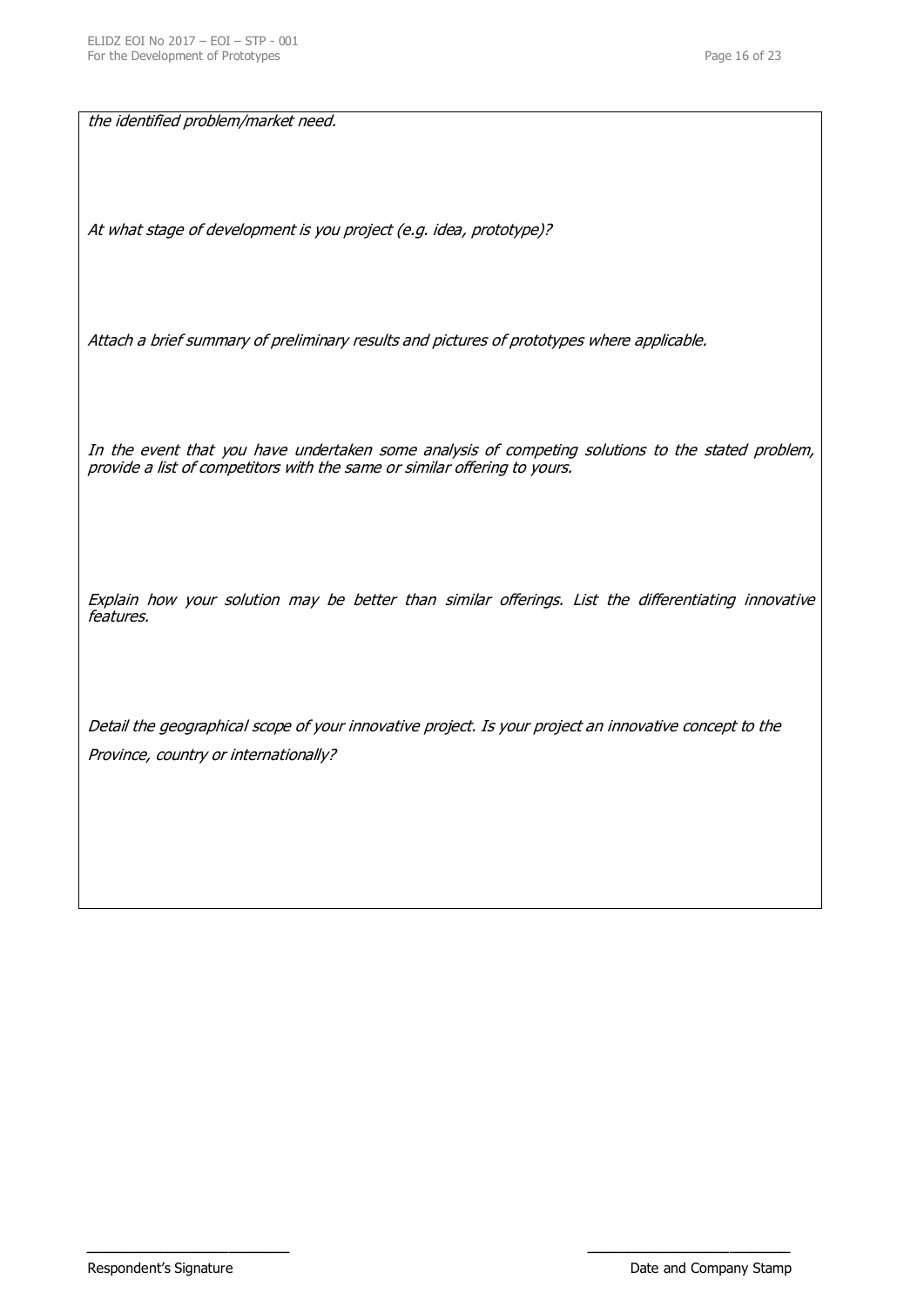*the identified problem/market need.*

*At what stage of development is you project (e.g. idea, prototype)?*

*Attach a brief summary of preliminary results and pictures of prototypes where applicable.*

*In the event that you have undertaken some analysis of competing solutions to the stated problem, provide a list of competitors with the same or similar offering to yours.*

*Explain how your solution may be better than similar offerings. List the differentiating innovative features.*

*Detail the geographical scope of your innovative project. Is your project an innovative concept to the Province, country or internationally?*

___________________________ ___________________________

Respondent's Signature Date and Company Stamp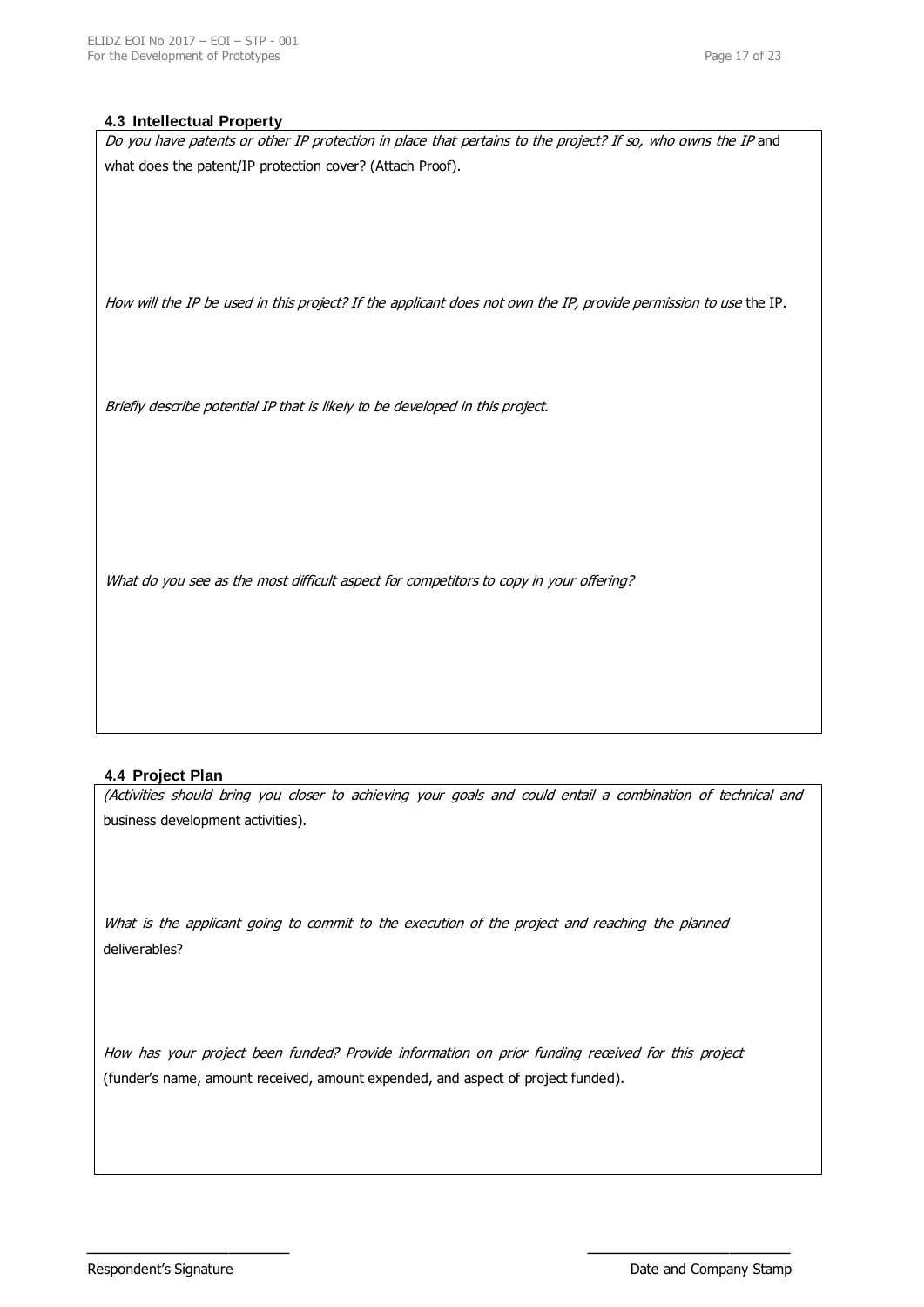### 4.3 Intellectual Property

*Do you have patents or other IP protection in place that pertains to the project? If so, who owns the IP* and what does the patent/IP protection cover? (Attach Proof).

*How will the IP be used in this project? If the applicant does not own the IP, provide permission to use* the IP.

*Briefly describe potential IP that is likely to be developed in this project.*

*What do you see as the most difficult aspect for competitors to copy in your offering?*

### 4.4 Project Plan

*(Activities should bring you closer to achieving your goals and could entail a combination of technical and* business development activities).

*What is the applicant going to commit to the execution of the project and reaching the planned* deliverables?

*How has your project been funded? Provide information on prior funding received for this project* (funder's name, amount received, amount expended, and aspect of project funded).

\_\_\_\_\_\_\_\_\_\_\_\_\_\_\_\_\_\_\_\_\_\_\_\_\_\_ \_\_\_\_\_\_\_\_\_\_\_\_\_\_\_\_\_\_\_\_\_\_\_\_\_\_

Respondent's Signature Date and Company Stamp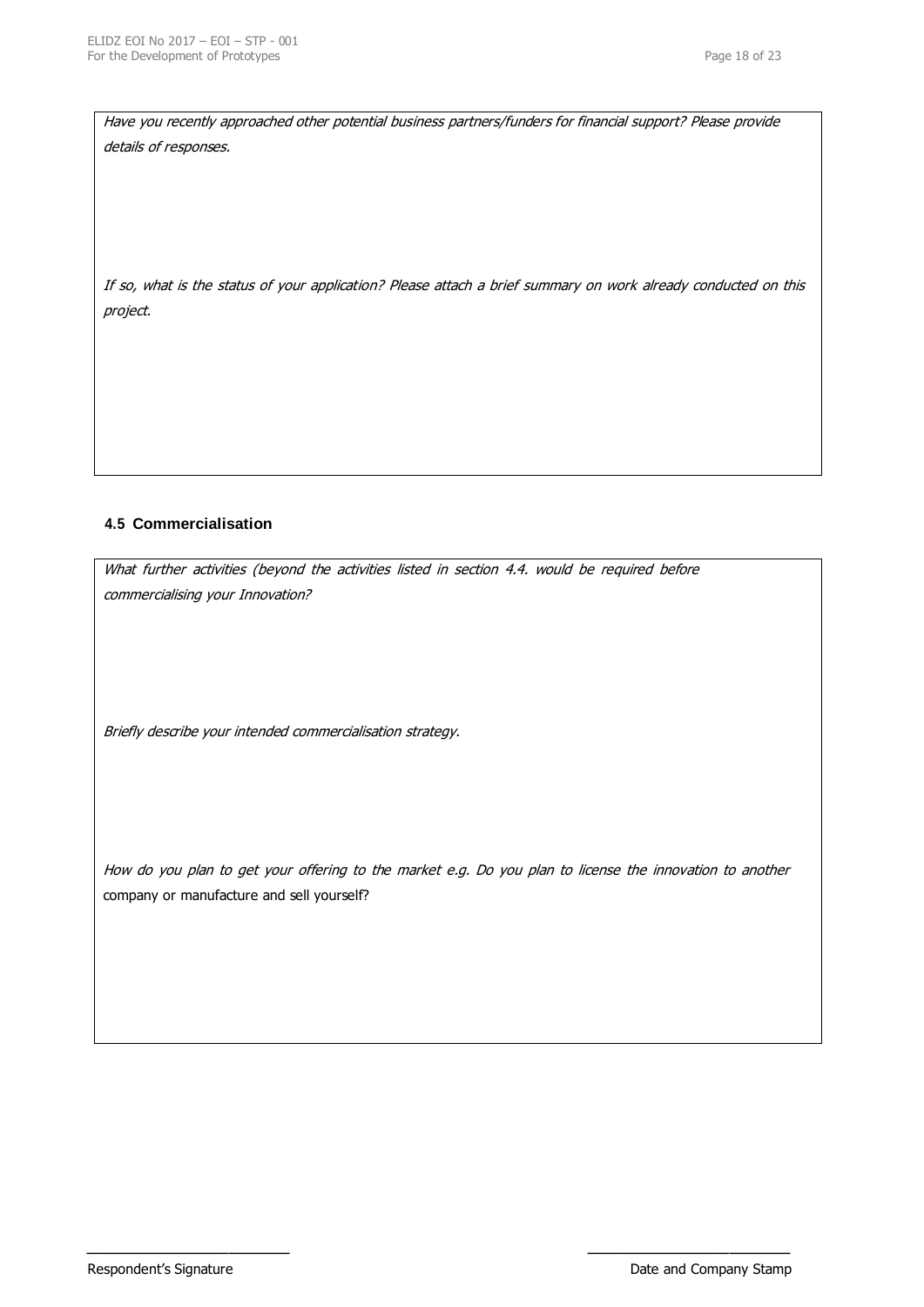*Have you recently approached other potential business partners/funders for financial support? Please provide details of responses.*

*If so, what is the status of your application? Please attach a brief summary on work already conducted on this project.*

### 4.5 Commercialisation

*What further activities (beyond the activities listed in section 4.4. would be required before commercialising your Innovation?*

*Briefly describe your intended commercialisation strategy.*

*How do you plan to get your offering to the market e.g. Do you plan to license the innovation to another* company or manufacture and sell yourself?

\_\_\_\_\_\_\_\_\_\_\_\_\_\_\_\_\_\_\_\_\_\_\_\_\_\_ \_\_\_\_\_\_\_\_\_\_\_\_\_\_\_\_\_\_\_\_\_\_\_\_\_\_

Respondent's Signature Date and Company Stamp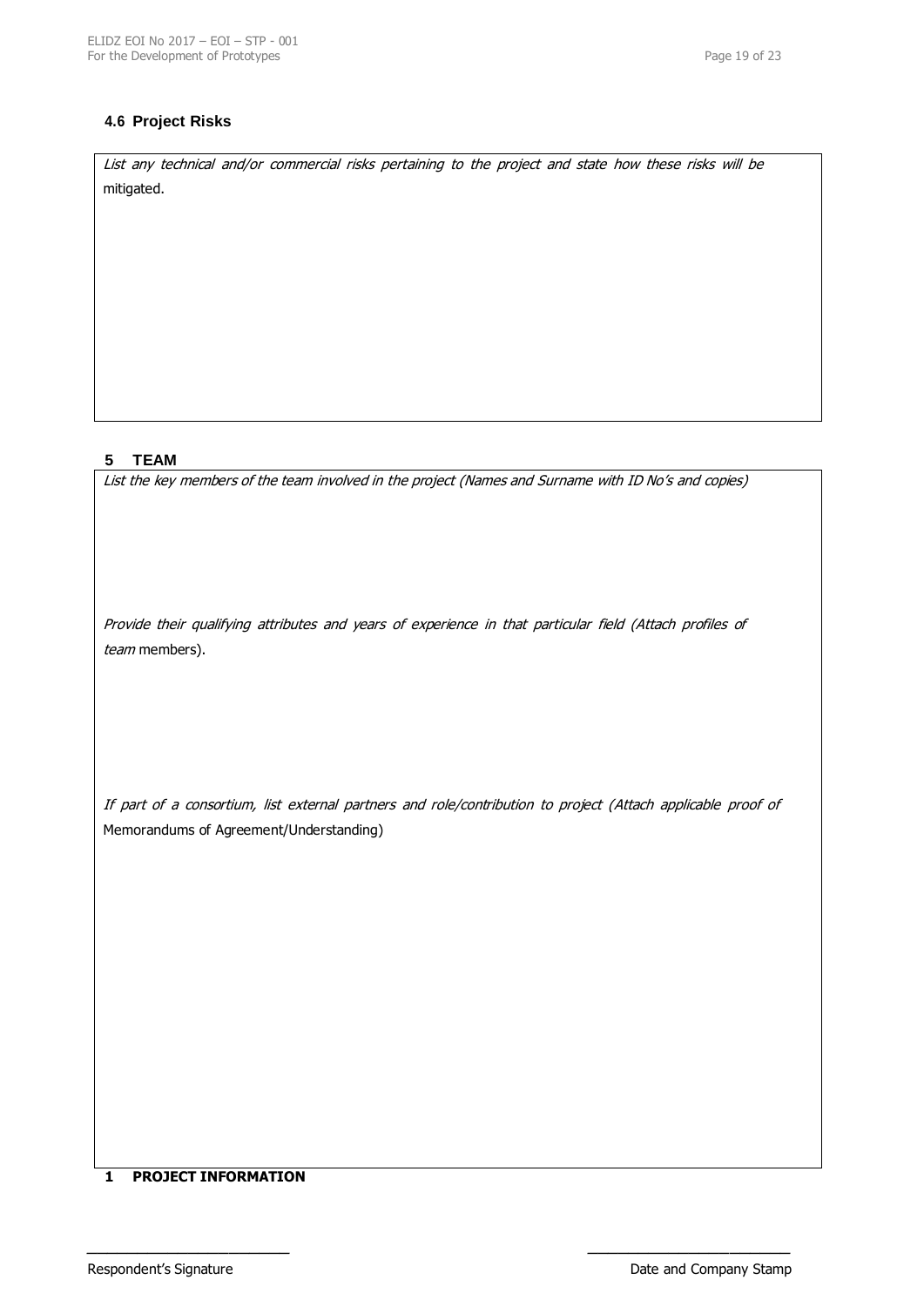### 4.6 Project Risks

*List any technical and/or commercial risks pertaining to the project and state how these risks will be* mitigated.

## 5 TEAM

*List the key members of the team involved in the project (Names and Surname with ID No's and copies)*

*Provide their qualifying attributes and years of experience in that particular field (Attach profiles of team* members).

*If part of a consortium, list external partners and role/contribution to project (Attach applicable proof of* Memorandums of Agreement/Understanding)

**1 PROJECT INFORMATION**

\_\_\_\_\_\_\_\_\_\_\_\_\_\_\_\_\_\_\_\_\_\_\_\_\_ Respondent's Signature

\_\_\_\_\_\_\_\_\_\_\_\_\_\_\_\_\_\_\_\_\_\_\_\_\_ Date and Company Stamp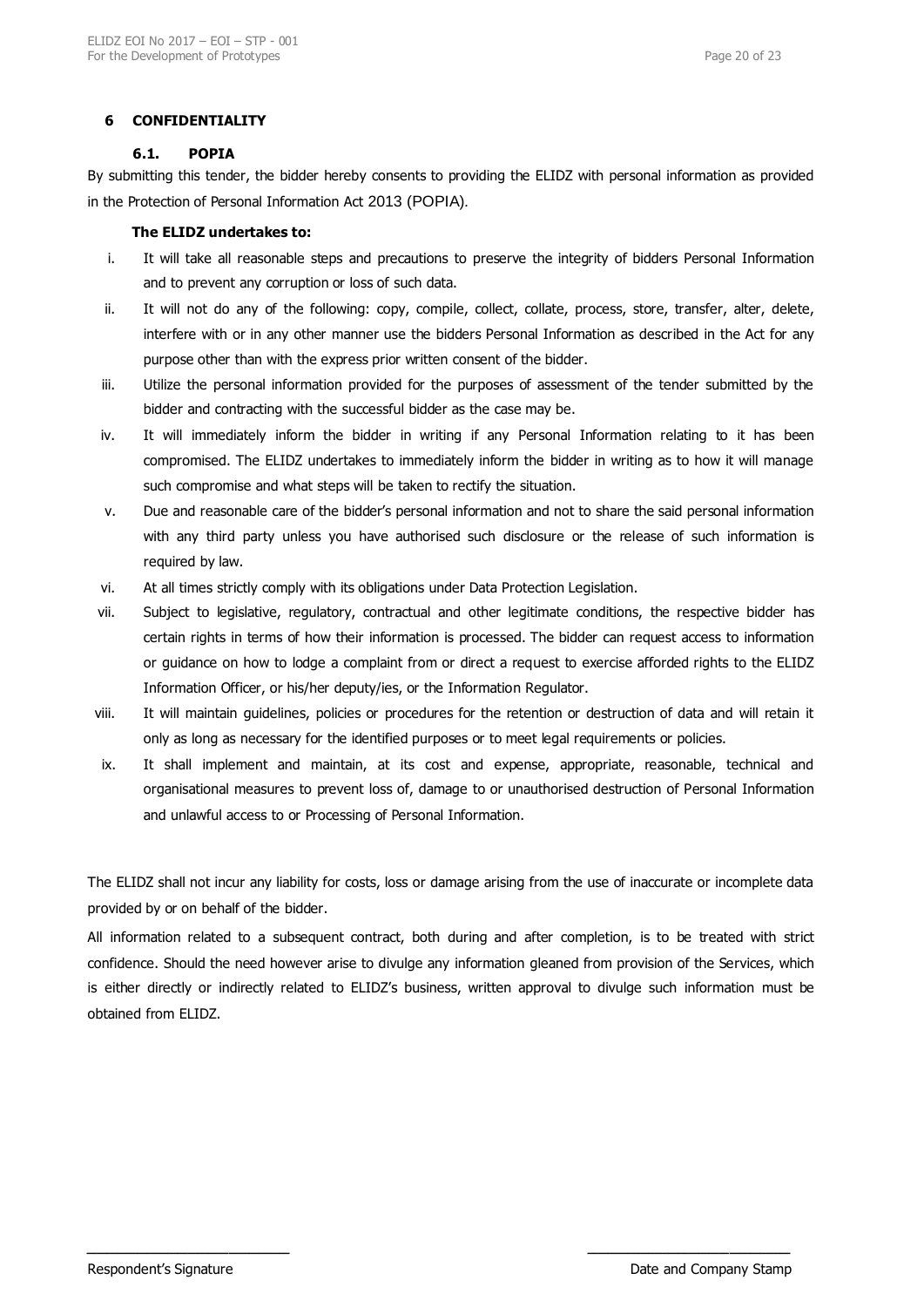## 6 CONFIDENTIALITY

### 6.1. POPIA

By submitting this tender, the bidder hereby consents to providing the ELIDZ with personal information as provided in the Protection of Personal Information Act 2013 (POPIA).

**The ELIDZ undertakes to:**

i. It will take all reasonable steps and precautions to preserve the integrity of bidders Personal Information and to prevent any corruption or loss of such data.

ii. It will not do any of the following: copy, compile, collect, collate, process, store, transfer, alter, delete, interfere with or in any other manner use the bidders Personal Information as described in the Act for any purpose other than with the express prior written consent of the bidder.

iii. Utilize the personal information provided for the purposes of assessment of the tender submitted by the bidder and contracting with the successful bidder as the case may be.

iv. It will immediately inform the bidder in writing if any Personal Information relating to it has been compromised. The ELIDZ undertakes to immediately inform the bidder in writing as to how it will manage such compromise and what steps will be taken to rectify the situation.

v. Due and reasonable care of the bidder's personal information and not to share the said personal information with any third party unless you have authorised such disclosure or the release of such information is required by law.

vi. At all times strictly comply with its obligations under Data Protection Legislation.

vii. Subject to legislative, regulatory, contractual and other legitimate conditions, the respective bidder has certain rights in terms of how their information is processed. The bidder can request access to information or guidance on how to lodge a complaint from or direct a request to exercise afforded rights to the ELIDZ Information Officer, or his/her deputy/ies, or the Information Regulator.

viii. It will maintain guidelines, policies or procedures for the retention or destruction of data and will retain it only as long as necessary for the identified purposes or to meet legal requirements or policies.

ix. It shall implement and maintain, at its cost and expense, appropriate, reasonable, technical and organisational measures to prevent loss of, damage to or unauthorised destruction of Personal Information and unlawful access to or Processing of Personal Information.

The ELIDZ shall not incur any liability for costs, loss or damage arising from the use of inaccurate or incomplete data provided by or on behalf of the bidder.

All information related to a subsequent contract, both during and after completion, is to be treated with strict confidence. Should the need however arise to divulge any information gleaned from provision of the Services, which is either directly or indirectly related to ELIDZ's business, written approval to divulge such information must be obtained from ELIDZ.

\_\_\_\_\_\_\_\_\_\_\_\_\_\_\_\_\_\_\_\_\_\_\_\_ \_\_\_\_\_\_\_\_\_\_\_\_\_\_\_\_\_\_\_\_\_\_\_\_

Respondent's Signature Date and Company Stamp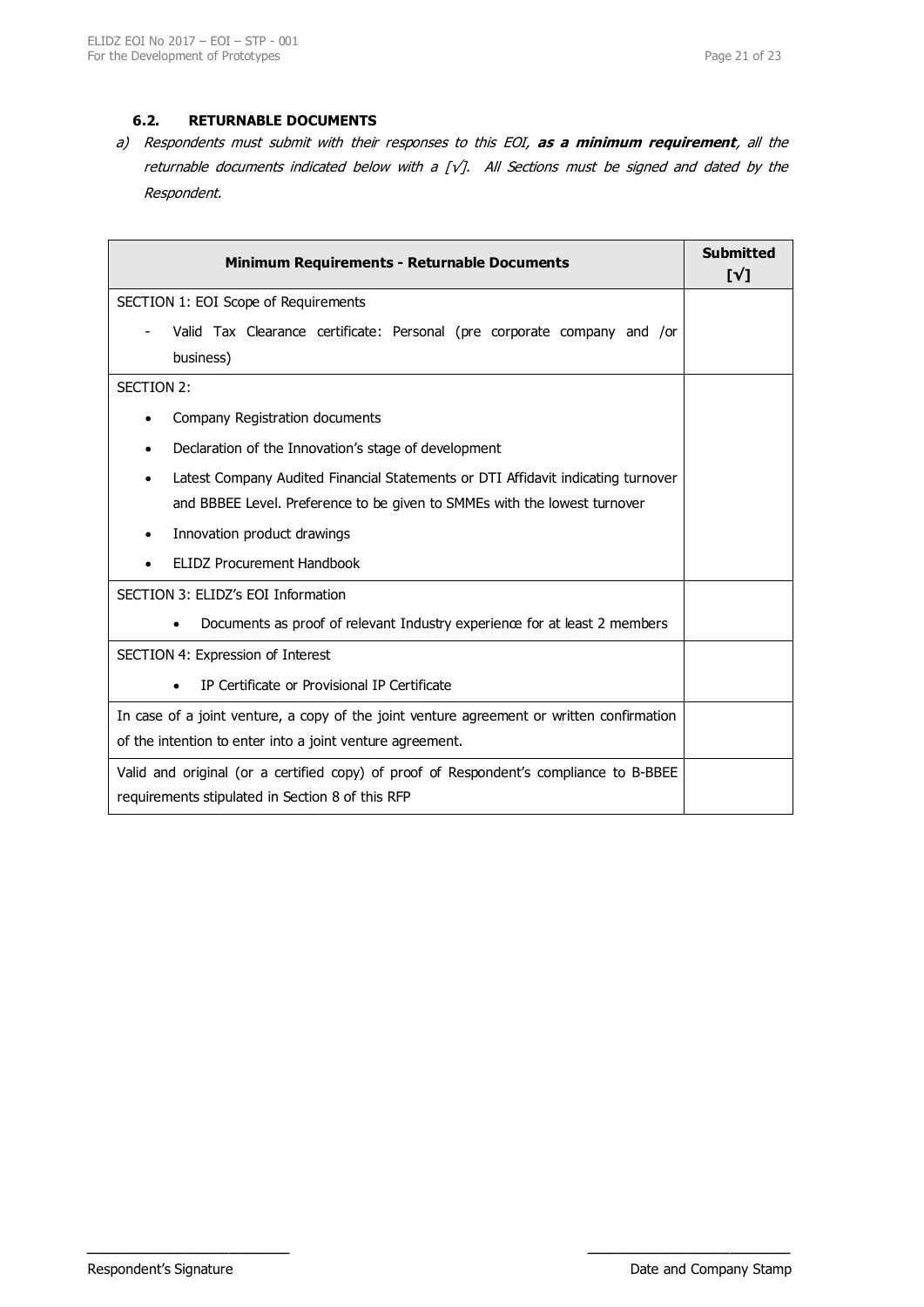### 6.2. RETURNABLE DOCUMENTS

a) *Respondents must submit with their responses to this EOI, **as a minimum requirement**, all the returnable documents indicated below with a [√]. All Sections must be signed and dated by the Respondent.*

| Minimum Requirements - Returnable Documents | Submitted [√] |
|---|---|
| SECTION 1: EOI Scope of Requirements<br>- Valid Tax Clearance certificate: Personal (pre corporate company and /or business) | |
| SECTION 2:<br>• Company Registration documents<br>• Declaration of the Innovation's stage of development<br>• Latest Company Audited Financial Statements or DTI Affidavit indicating turnover and BBBEE Level. Preference to be given to SMMEs with the lowest turnover<br>• Innovation product drawings<br>• ELIDZ Procurement Handbook | |
| SECTION 3: ELIDZ's EOI Information<br>• Documents as proof of relevant Industry experience for at least 2 members | |
| SECTION 4: Expression of Interest<br>• IP Certificate or Provisional IP Certificate | |
| In case of a joint venture, a copy of the joint venture agreement or written confirmation of the intention to enter into a joint venture agreement. | |
| Valid and original (or a certified copy) of proof of Respondent's compliance to B-BBEE requirements stipulated in Section 8 of this RFP | |

\_\_\_\_\_\_\_\_\_\_\_\_\_\_\_\_\_\_\_\_\_\_\_\_\_\_
Respondent's Signature

\_\_\_\_\_\_\_\_\_\_\_\_\_\_\_\_\_\_\_\_\_\_\_\_\_\_
Date and Company Stamp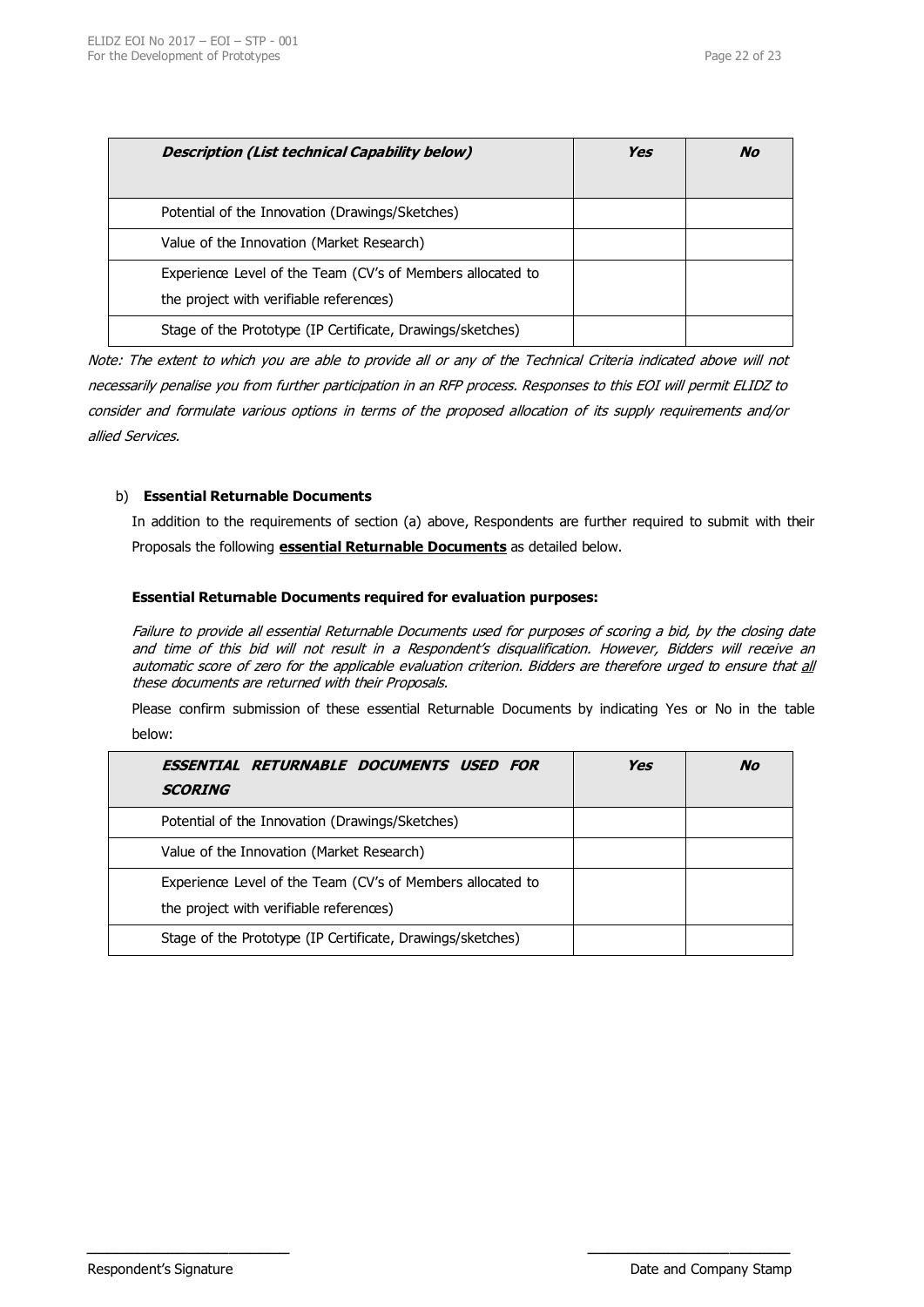| *Description (List technical Capability below)* | *Yes* | *No* |
| --- | --- | --- |
| Potential of the Innovation (Drawings/Sketches) | | |
| Value of the Innovation (Market Research) | | |
| Experience Level of the Team (CV's of Members allocated to the project with verifiable references) | | |
| Stage of the Prototype (IP Certificate, Drawings/sketches) | | |

*Note: The extent to which you are able to provide all or any of the Technical Criteria indicated above will not necessarily penalise you from further participation in an RFP process. Responses to this EOI will permit ELIDZ to consider and formulate various options in terms of the proposed allocation of its supply requirements and/or allied Services.*

b) **Essential Returnable Documents**

In addition to the requirements of section (a) above, Respondents are further required to submit with their Proposals the following **essential Returnable Documents** as detailed below.

**Essential Returnable Documents required for evaluation purposes:**

*Failure to provide all essential Returnable Documents used for purposes of scoring a bid, by the closing date and time of this bid will not result in a Respondent's disqualification. However, Bidders will receive an automatic score of zero for the applicable evaluation criterion. Bidders are therefore urged to ensure that all these documents are returned with their Proposals.*

Please confirm submission of these essential Returnable Documents by indicating Yes or No in the table below:

| *ESSENTIAL RETURNABLE DOCUMENTS USED FOR SCORING* | *Yes* | *No* |
| --- | --- | --- |
| Potential of the Innovation (Drawings/Sketches) | | |
| Value of the Innovation (Market Research) | | |
| Experience Level of the Team (CV's of Members allocated to the project with verifiable references) | | |
| Stage of the Prototype (IP Certificate, Drawings/sketches) | | |

\_\_\_\_\_\_\_\_\_\_\_\_\_\_\_\_\_\_\_\_\_\_\_\_\_\_
Respondent's Signature

\_\_\_\_\_\_\_\_\_\_\_\_\_\_\_\_\_\_\_\_\_\_\_\_\_\_
Date and Company Stamp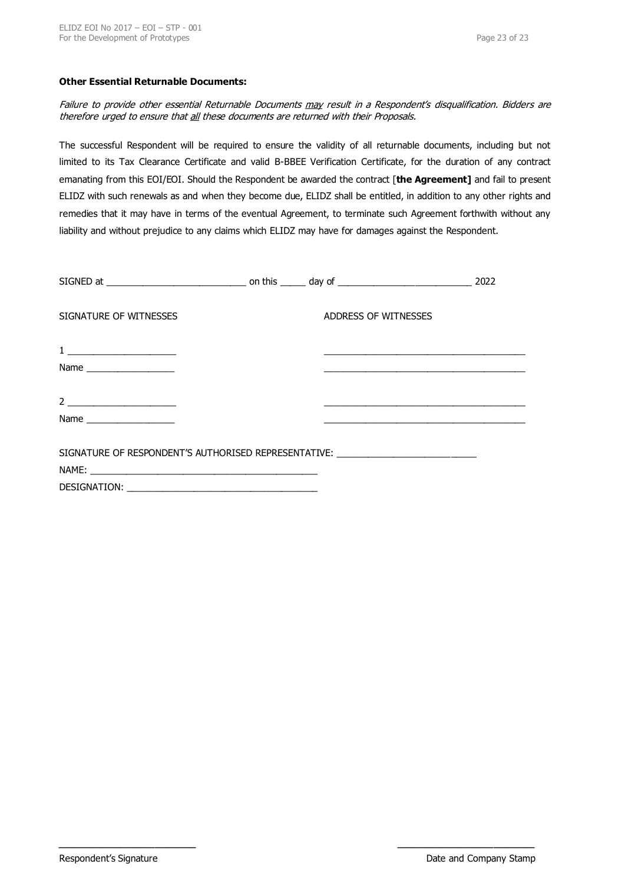**Other Essential Returnable Documents:**

*Failure to provide other essential Returnable Documents may result in a Respondent's disqualification. Bidders are therefore urged to ensure that all these documents are returned with their Proposals.*

The successful Respondent will be required to ensure the validity of all returnable documents, including but not limited to its Tax Clearance Certificate and valid B-BBEE Verification Certificate, for the duration of any contract emanating from this EOI/EOI. Should the Respondent be awarded the contract [**the Agreement]** and fail to present ELIDZ with such renewals as and when they become due, ELIDZ shall be entitled, in addition to any other rights and remedies that it may have in terms of the eventual Agreement, to terminate such Agreement forthwith without any liability and without prejudice to any claims which ELIDZ may have for damages against the Respondent.

SIGNED at ___________________________ on this _____ day of _________________________ 2022

| SIGNATURE OF WITNESSES | ADDRESS OF WITNESSES |
| --- | --- |
| 1 _____________________ | ______________________________________ |
| Name _________________ | ______________________________________ |
| 2 _____________________ | ______________________________________ |
| Name _________________ | ______________________________________ |

SIGNATURE OF RESPONDENT'S AUTHORISED REPRESENTATIVE: __________________________

NAME: ____________________________________________

DESIGNATION: ____________________________________

_________________________ Respondent's Signature

_________________________ Date and Company Stamp